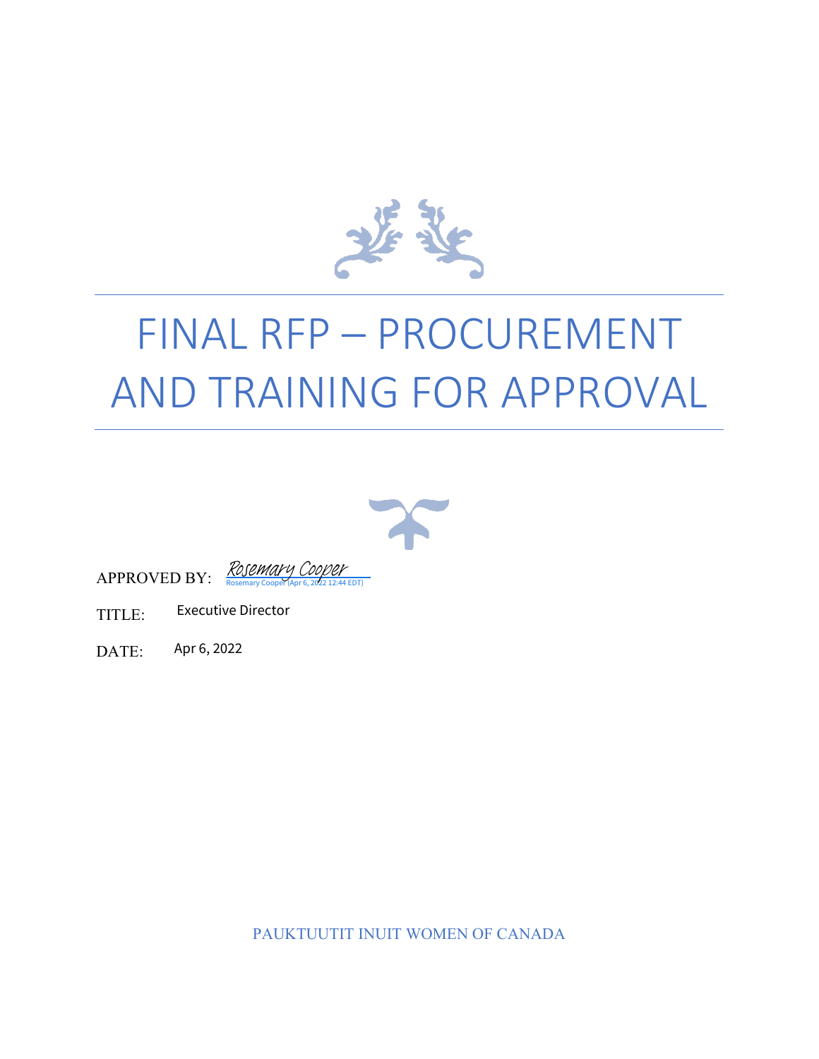# FINAL RFP – PROCUREMENT AND TRAINING FOR APPROVAL

APPROVED BY: Rosemary Cooper
Rosemary Cooper (Apr 6, 2022 12:44 EDT)

TITLE: Executive Director

DATE: Apr 6, 2022

PAUKTUUTIT INUIT WOMEN OF CANADA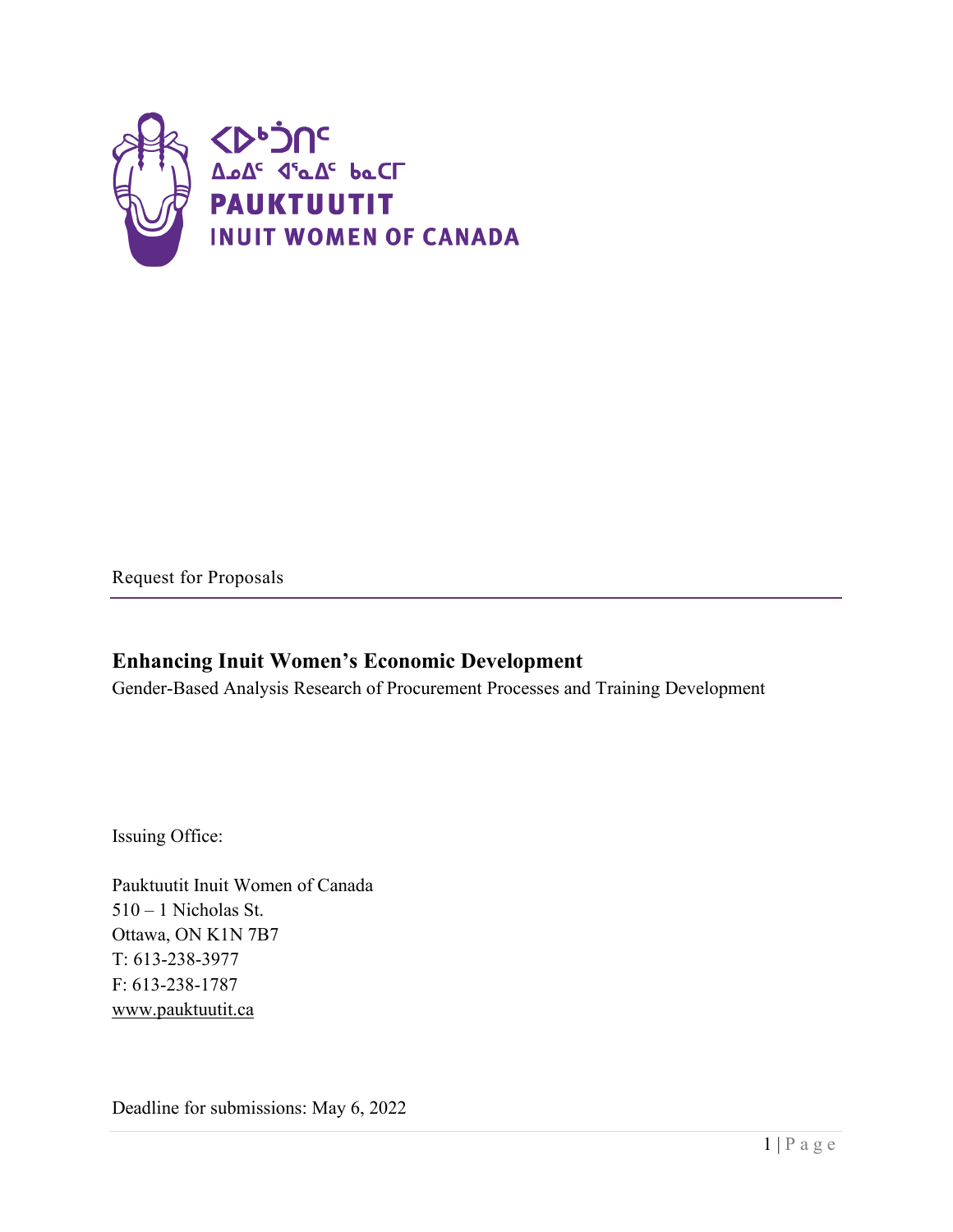ᐸᐅᒃᑑᑎᑦ
ᐃᓄᐃᑦ ᐊᕐᓇᐃᑦ ᑲᓇᑕᒥ
**PAUKTUUTIT**
**INUIT WOMEN OF CANADA**

Request for Proposals

---

# Enhancing Inuit Women's Economic Development

Gender-Based Analysis Research of Procurement Processes and Training Development

Issuing Office:

Pauktuutit Inuit Women of Canada
510 – 1 Nicholas St.
Ottawa, ON K1N 7B7
T: 613-238-3977
F: 613-238-1787
www.pauktuutit.ca

Deadline for submissions: May 6, 2022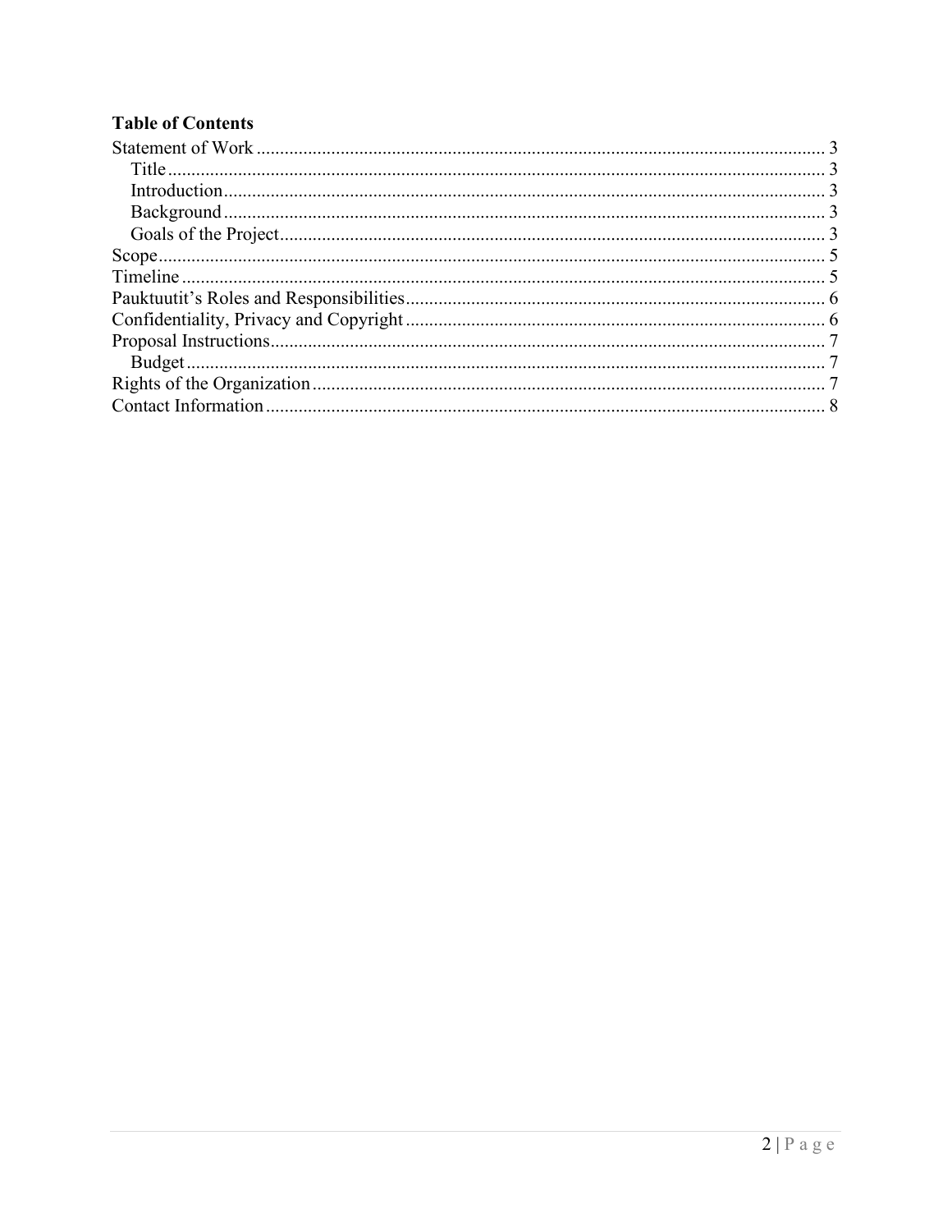**Table of Contents**

Statement of Work ........................................................................................................................ 3
  Title ........................................................................................................................................... 3
  Introduction ............................................................................................................................... 3
  Background ................................................................................................................................ 3
  Goals of the Project ................................................................................................................... 3
Scope ............................................................................................................................................. 5
Timeline ........................................................................................................................................ 5
Pauktuutit's Roles and Responsibilities ......................................................................................... 6
Confidentiality, Privacy and Copyright ......................................................................................... 6
Proposal Instructions ..................................................................................................................... 7
  Budget ........................................................................................................................................ 7
Rights of the Organization ............................................................................................................ 7
Contact Information ...................................................................................................................... 8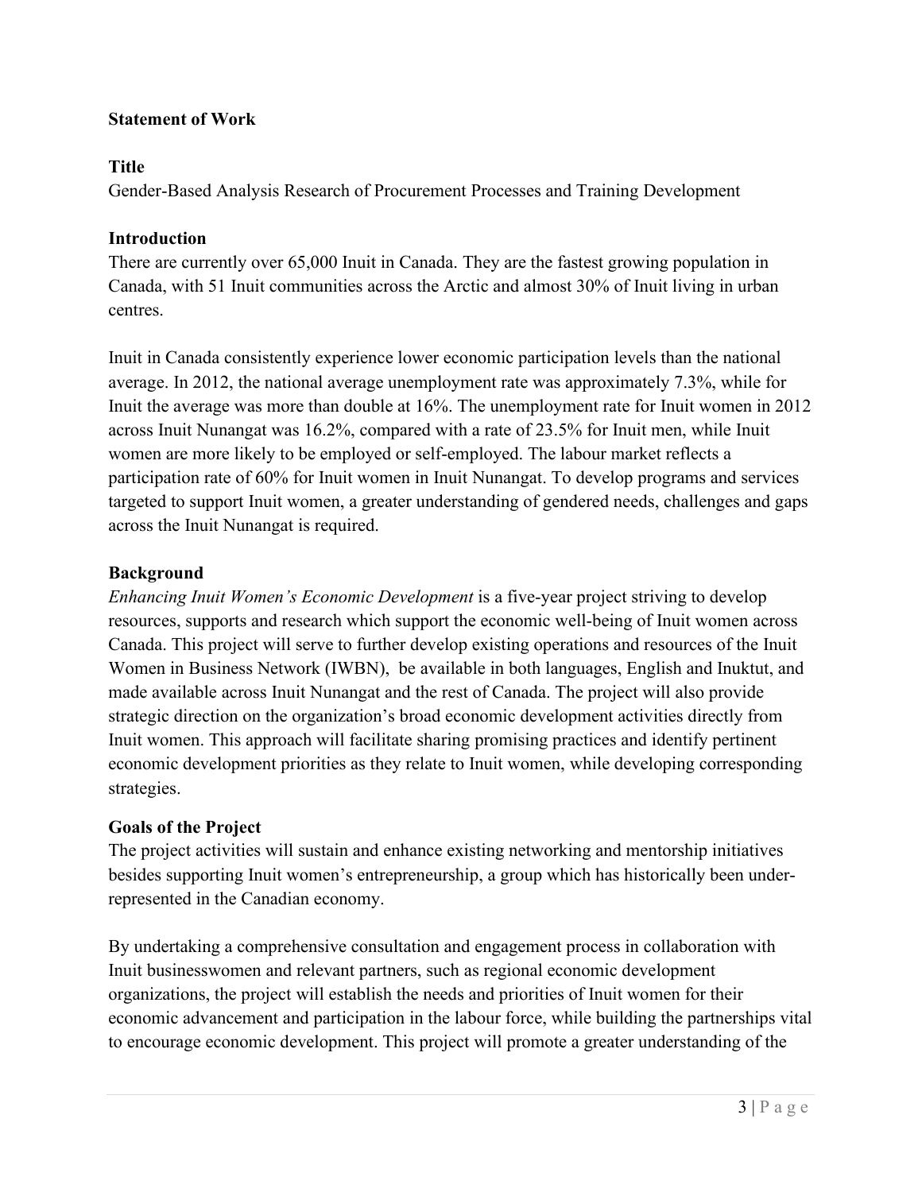**Statement of Work**

**Title**

Gender-Based Analysis Research of Procurement Processes and Training Development

**Introduction**

There are currently over 65,000 Inuit in Canada. They are the fastest growing population in Canada, with 51 Inuit communities across the Arctic and almost 30% of Inuit living in urban centres.

Inuit in Canada consistently experience lower economic participation levels than the national average. In 2012, the national average unemployment rate was approximately 7.3%, while for Inuit the average was more than double at 16%. The unemployment rate for Inuit women in 2012 across Inuit Nunangat was 16.2%, compared with a rate of 23.5% for Inuit men, while Inuit women are more likely to be employed or self-employed. The labour market reflects a participation rate of 60% for Inuit women in Inuit Nunangat. To develop programs and services targeted to support Inuit women, a greater understanding of gendered needs, challenges and gaps across the Inuit Nunangat is required.

**Background**

*Enhancing Inuit Women's Economic Development* is a five-year project striving to develop resources, supports and research which support the economic well-being of Inuit women across Canada. This project will serve to further develop existing operations and resources of the Inuit Women in Business Network (IWBN), be available in both languages, English and Inuktut, and made available across Inuit Nunangat and the rest of Canada. The project will also provide strategic direction on the organization's broad economic development activities directly from Inuit women. This approach will facilitate sharing promising practices and identify pertinent economic development priorities as they relate to Inuit women, while developing corresponding strategies.

**Goals of the Project**

The project activities will sustain and enhance existing networking and mentorship initiatives besides supporting Inuit women's entrepreneurship, a group which has historically been under-represented in the Canadian economy.

By undertaking a comprehensive consultation and engagement process in collaboration with Inuit businesswomen and relevant partners, such as regional economic development organizations, the project will establish the needs and priorities of Inuit women for their economic advancement and participation in the labour force, while building the partnerships vital to encourage economic development. This project will promote a greater understanding of the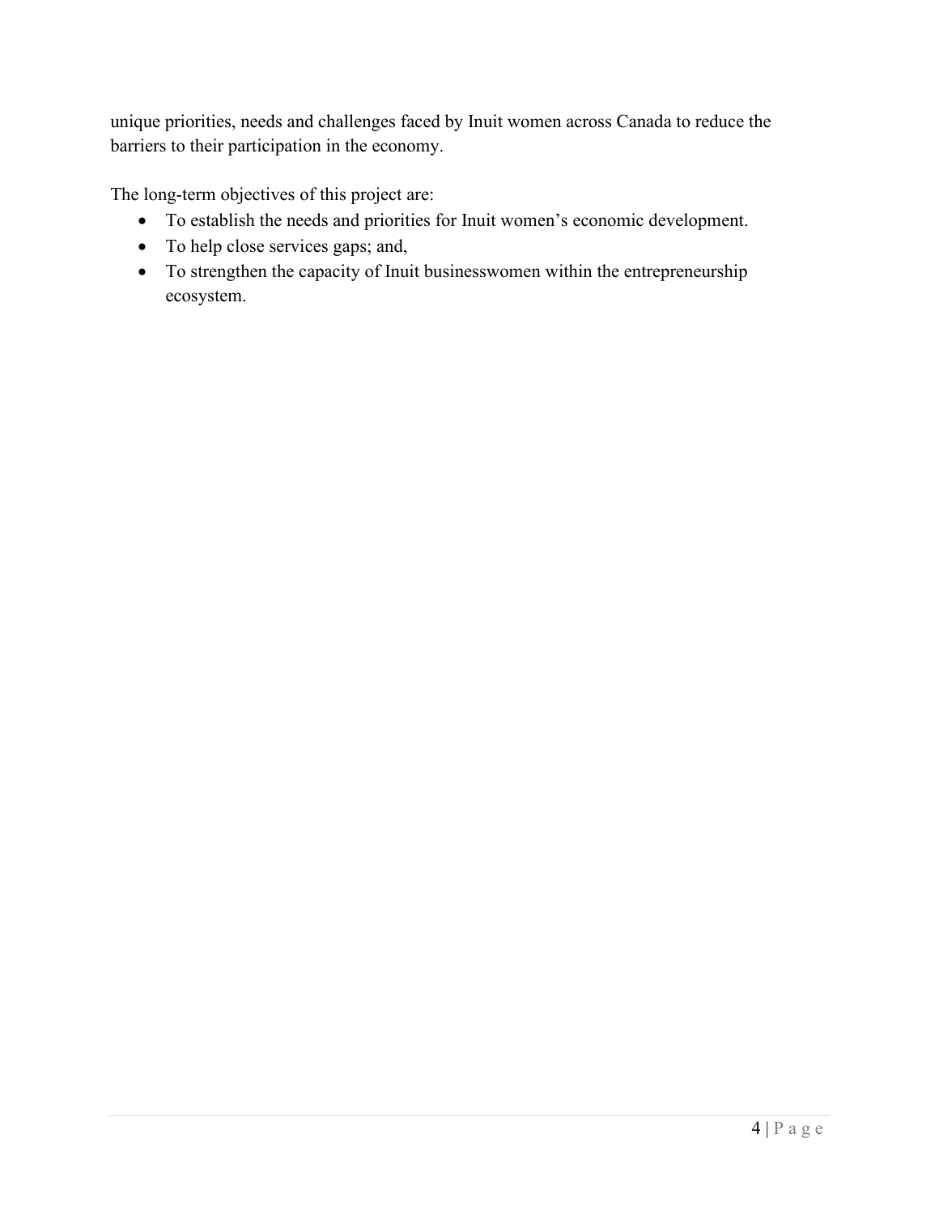unique priorities, needs and challenges faced by Inuit women across Canada to reduce the barriers to their participation in the economy.

The long-term objectives of this project are:

- To establish the needs and priorities for Inuit women's economic development.
- To help close services gaps; and,
- To strengthen the capacity of Inuit businesswomen within the entrepreneurship ecosystem.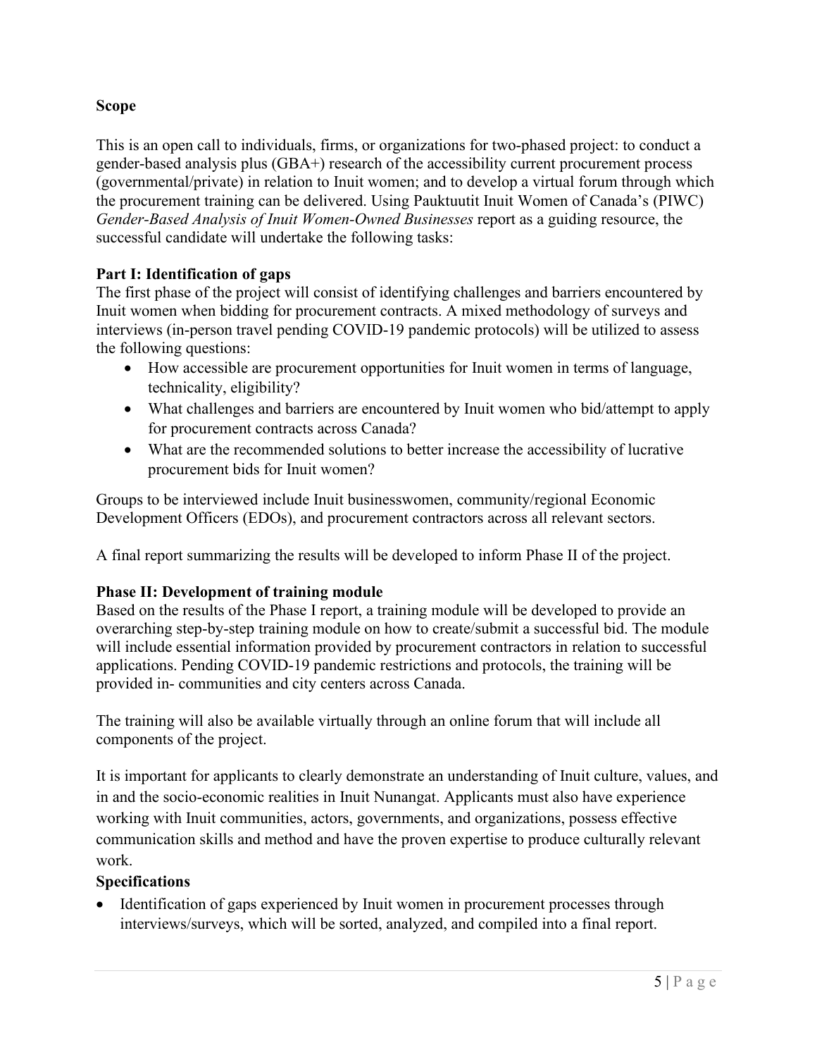**Scope**

This is an open call to individuals, firms, or organizations for two-phased project: to conduct a gender-based analysis plus (GBA+) research of the accessibility current procurement process (governmental/private) in relation to Inuit women; and to develop a virtual forum through which the procurement training can be delivered. Using Pauktuutit Inuit Women of Canada's (PIWC) *Gender-Based Analysis of Inuit Women-Owned Businesses* report as a guiding resource, the successful candidate will undertake the following tasks:

**Part I: Identification of gaps**

The first phase of the project will consist of identifying challenges and barriers encountered by Inuit women when bidding for procurement contracts. A mixed methodology of surveys and interviews (in-person travel pending COVID-19 pandemic protocols) will be utilized to assess the following questions:

- How accessible are procurement opportunities for Inuit women in terms of language, technicality, eligibility?
- What challenges and barriers are encountered by Inuit women who bid/attempt to apply for procurement contracts across Canada?
- What are the recommended solutions to better increase the accessibility of lucrative procurement bids for Inuit women?

Groups to be interviewed include Inuit businesswomen, community/regional Economic Development Officers (EDOs), and procurement contractors across all relevant sectors.

A final report summarizing the results will be developed to inform Phase II of the project.

**Phase II: Development of training module**

Based on the results of the Phase I report, a training module will be developed to provide an overarching step-by-step training module on how to create/submit a successful bid. The module will include essential information provided by procurement contractors in relation to successful applications. Pending COVID-19 pandemic restrictions and protocols, the training will be provided in- communities and city centers across Canada.

The training will also be available virtually through an online forum that will include all components of the project.

It is important for applicants to clearly demonstrate an understanding of Inuit culture, values, and in and the socio-economic realities in Inuit Nunangat. Applicants must also have experience working with Inuit communities, actors, governments, and organizations, possess effective communication skills and method and have the proven expertise to produce culturally relevant work.

**Specifications**

- Identification of gaps experienced by Inuit women in procurement processes through interviews/surveys, which will be sorted, analyzed, and compiled into a final report.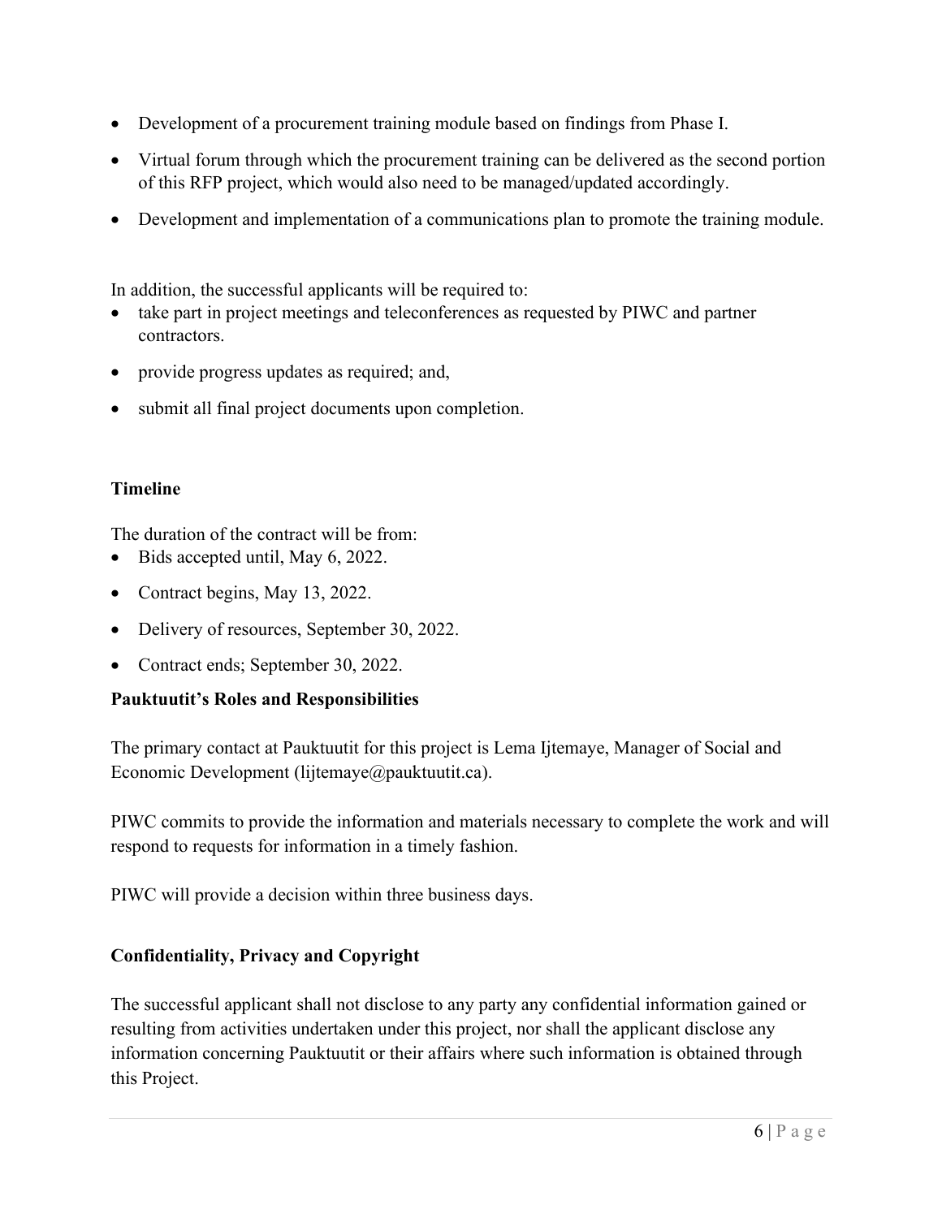- Development of a procurement training module based on findings from Phase I.
- Virtual forum through which the procurement training can be delivered as the second portion of this RFP project, which would also need to be managed/updated accordingly.
- Development and implementation of a communications plan to promote the training module.

In addition, the successful applicants will be required to:

- take part in project meetings and teleconferences as requested by PIWC and partner contractors.
- provide progress updates as required; and,
- submit all final project documents upon completion.

**Timeline**

The duration of the contract will be from:

- Bids accepted until, May 6, 2022.
- Contract begins, May 13, 2022.
- Delivery of resources, September 30, 2022.
- Contract ends; September 30, 2022.

**Pauktuutit's Roles and Responsibilities**

The primary contact at Pauktuutit for this project is Lema Ijtemaye, Manager of Social and Economic Development (lijtemaye@pauktuutit.ca).

PIWC commits to provide the information and materials necessary to complete the work and will respond to requests for information in a timely fashion.

PIWC will provide a decision within three business days.

**Confidentiality, Privacy and Copyright**

The successful applicant shall not disclose to any party any confidential information gained or resulting from activities undertaken under this project, nor shall the applicant disclose any information concerning Pauktuutit or their affairs where such information is obtained through this Project.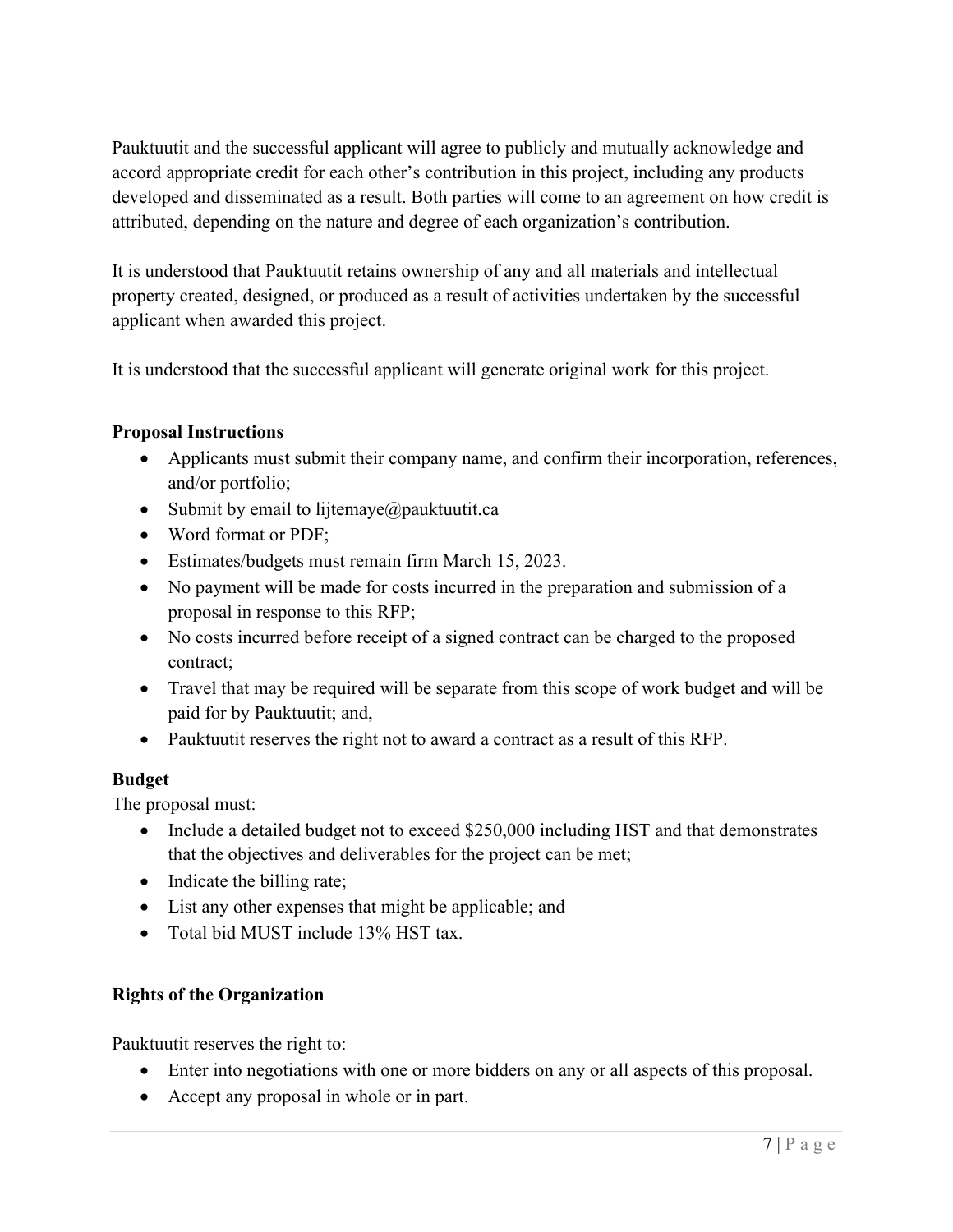Pauktuutit and the successful applicant will agree to publicly and mutually acknowledge and accord appropriate credit for each other's contribution in this project, including any products developed and disseminated as a result. Both parties will come to an agreement on how credit is attributed, depending on the nature and degree of each organization's contribution.

It is understood that Pauktuutit retains ownership of any and all materials and intellectual property created, designed, or produced as a result of activities undertaken by the successful applicant when awarded this project.

It is understood that the successful applicant will generate original work for this project.

**Proposal Instructions**

- Applicants must submit their company name, and confirm their incorporation, references, and/or portfolio;
- Submit by email to lijtemaye@pauktuutit.ca
- Word format or PDF;
- Estimates/budgets must remain firm March 15, 2023.
- No payment will be made for costs incurred in the preparation and submission of a proposal in response to this RFP;
- No costs incurred before receipt of a signed contract can be charged to the proposed contract;
- Travel that may be required will be separate from this scope of work budget and will be paid for by Pauktuutit; and,
- Pauktuutit reserves the right not to award a contract as a result of this RFP.

**Budget**

The proposal must:

- Include a detailed budget not to exceed $250,000 including HST and that demonstrates that the objectives and deliverables for the project can be met;
- Indicate the billing rate;
- List any other expenses that might be applicable; and
- Total bid MUST include 13% HST tax.

**Rights of the Organization**

Pauktuutit reserves the right to:

- Enter into negotiations with one or more bidders on any or all aspects of this proposal.
- Accept any proposal in whole or in part.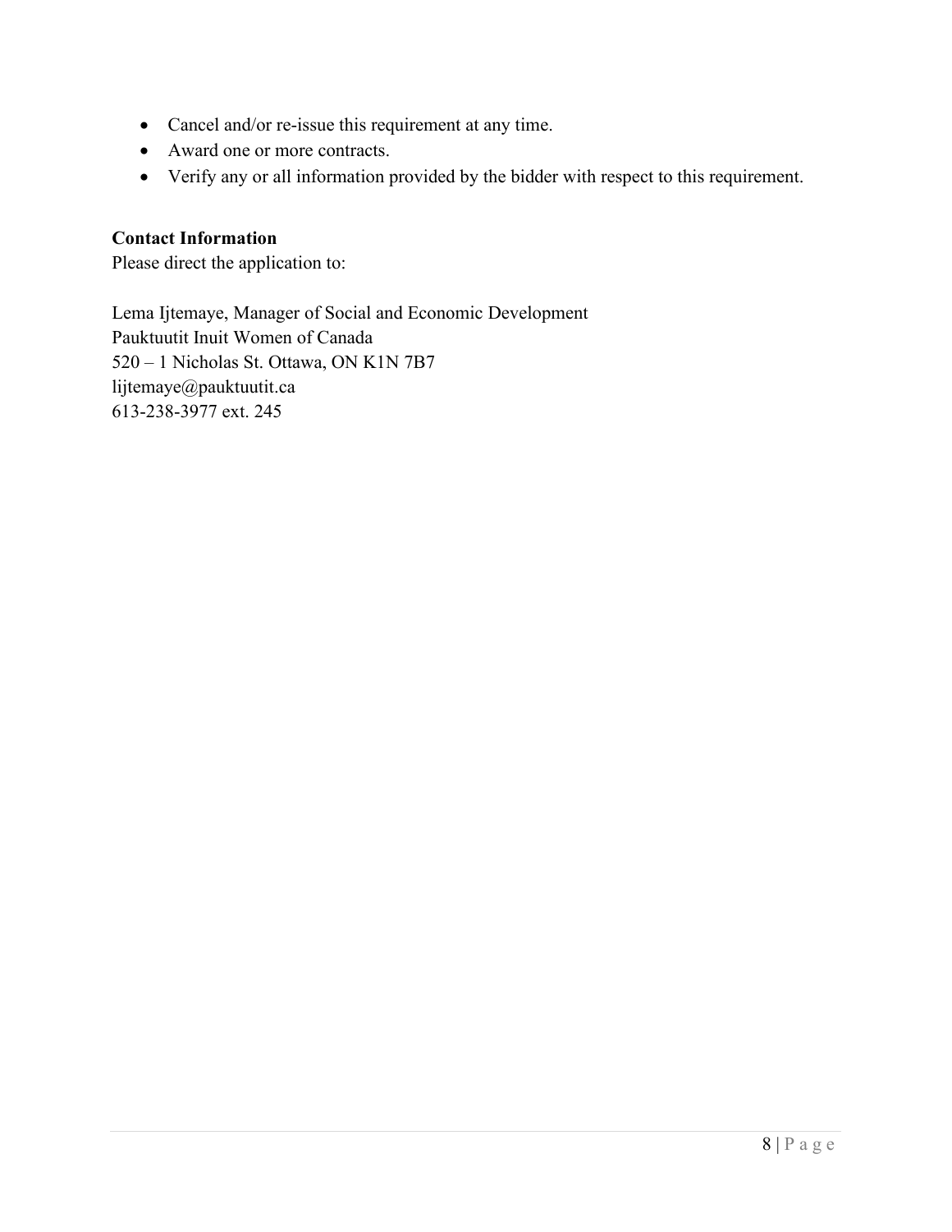- Cancel and/or re-issue this requirement at any time.
- Award one or more contracts.
- Verify any or all information provided by the bidder with respect to this requirement.

**Contact Information**

Please direct the application to:

Lema Ijtemaye, Manager of Social and Economic Development
Pauktuutit Inuit Women of Canada
520 – 1 Nicholas St. Ottawa, ON K1N 7B7
lijtemaye@pauktuutit.ca
613-238-3977 ext. 245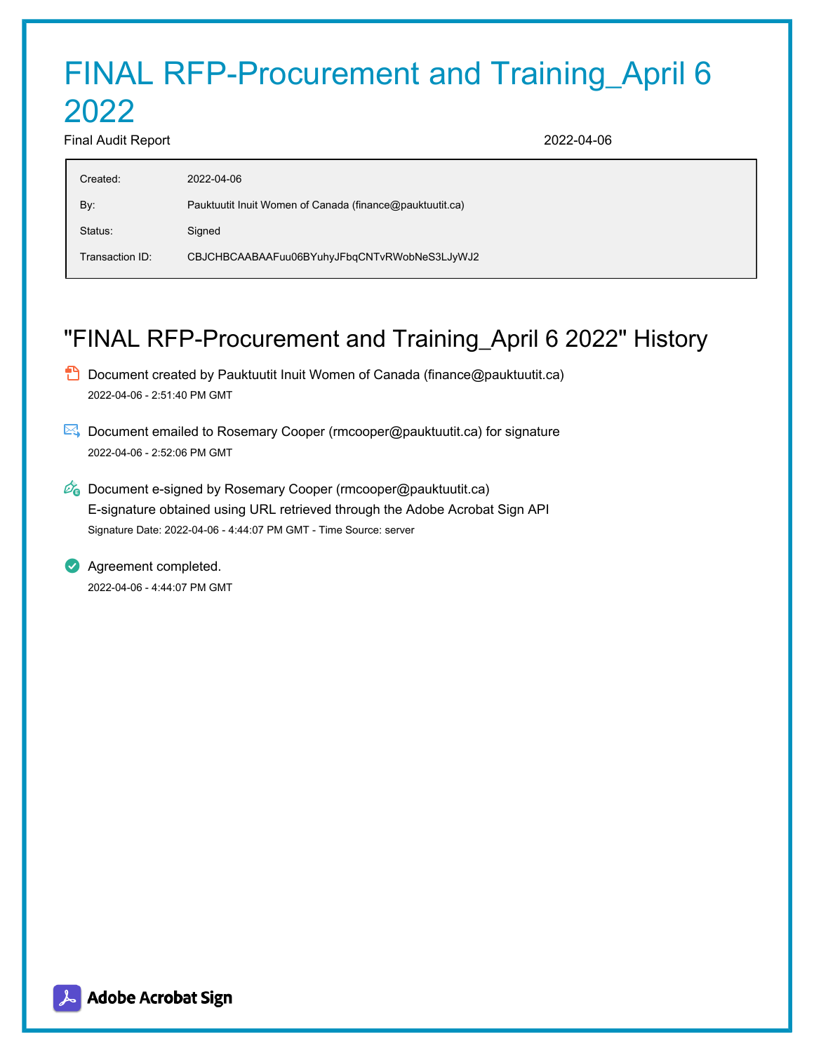# FINAL RFP-Procurement and Training_April 6 2022

Final Audit Report 2022-04-06

| | |
|---|---|
| Created: | 2022-04-06 |
| By: | Pauktuutit Inuit Women of Canada (finance@pauktuutit.ca) |
| Status: | Signed |
| Transaction ID: | CBJCHBCAABAAFuu06BYuhyJFbqCNTvRWobNeS3LJyWJ2 |

## "FINAL RFP-Procurement and Training_April 6 2022" History

- Document created by Pauktuutit Inuit Women of Canada (finance@pauktuutit.ca)
  2022-04-06 - 2:51:40 PM GMT

- Document emailed to Rosemary Cooper (rmcooper@pauktuutit.ca) for signature
  2022-04-06 - 2:52:06 PM GMT

- Document e-signed by Rosemary Cooper (rmcooper@pauktuutit.ca)
  E-signature obtained using URL retrieved through the Adobe Acrobat Sign API
  Signature Date: 2022-04-06 - 4:44:07 PM GMT - Time Source: server

- Agreement completed.
  2022-04-06 - 4:44:07 PM GMT

Adobe Acrobat Sign